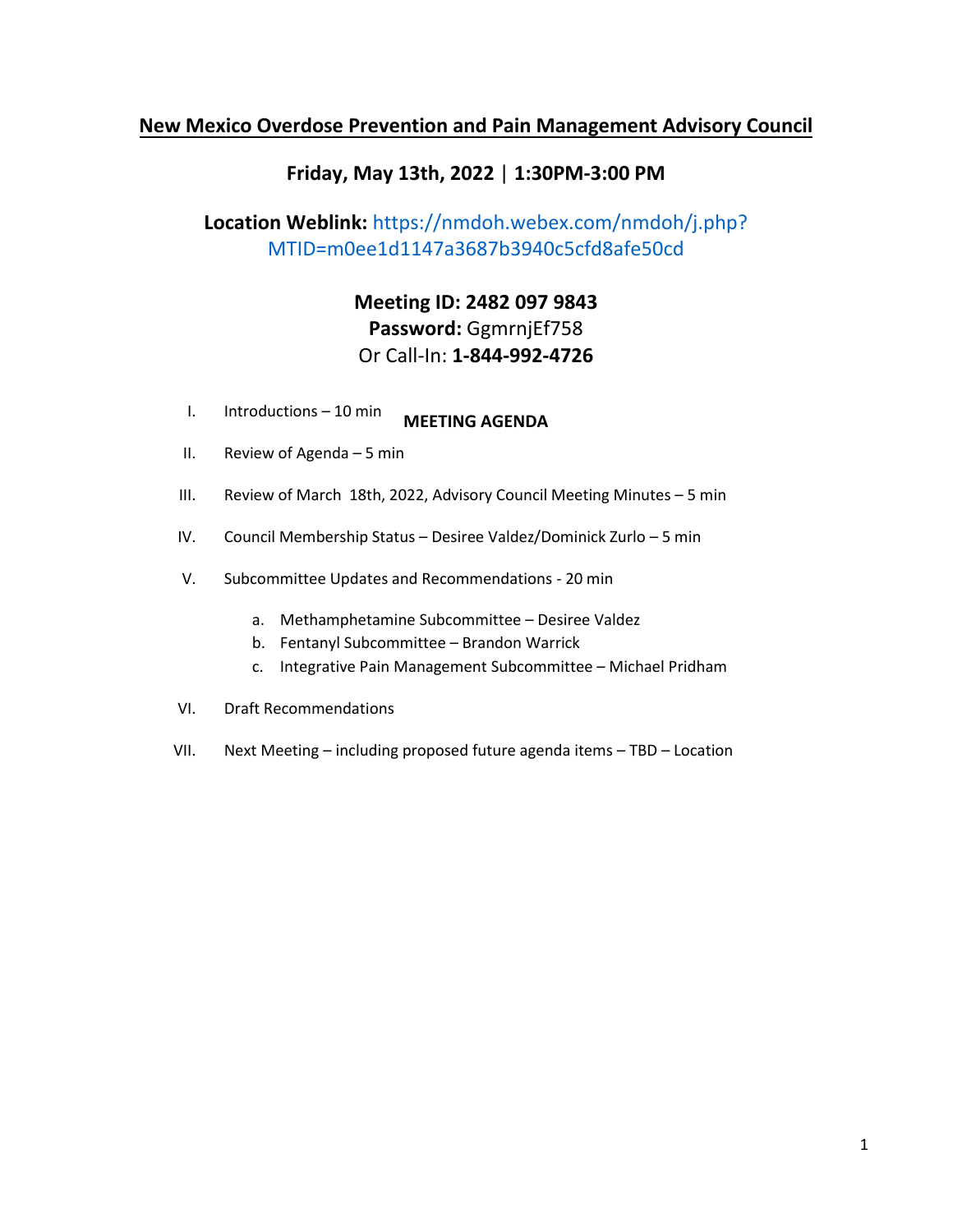# New Mexico Overdose Prevention and Pain Management Advisory Council

## Friday, May 13th, 2022 | 1:30PM-3:00 PM

**Location Weblink:** https://nmdoh.webex.com/nmdoh/j.php?MTID=m0ee1d1147a3687b3940c5cfd8afe50cd

**Meeting ID: 2482 097 9843**
**Password:** GgmrnjEf758
Or Call-In: **1-844-992-4726**

**MEETING AGENDA**

I. Introductions – 10 min

II. Review of Agenda – 5 min

III. Review of March 18th, 2022, Advisory Council Meeting Minutes – 5 min

IV. Council Membership Status – Desiree Valdez/Dominick Zurlo – 5 min

V. Subcommittee Updates and Recommendations - 20 min

   a. Methamphetamine Subcommittee – Desiree Valdez
   b. Fentanyl Subcommittee – Brandon Warrick
   c. Integrative Pain Management Subcommittee – Michael Pridham

VI. Draft Recommendations

VII. Next Meeting – including proposed future agenda items – TBD – Location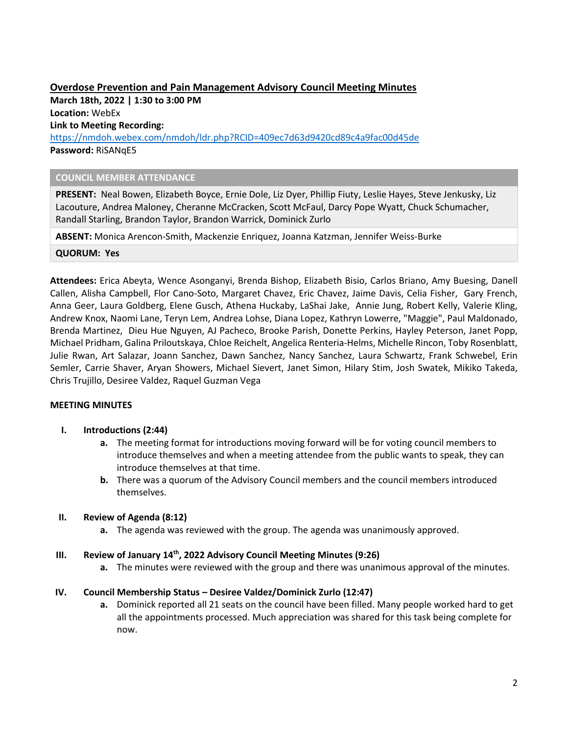## Overdose Prevention and Pain Management Advisory Council Meeting Minutes

**March 18th, 2022 | 1:30 to 3:00 PM**
**Location:** WebEx
**Link to Meeting Recording:**
https://nmdoh.webex.com/nmdoh/ldr.php?RCID=409ec7d63d9420cd89c4a9fac00d45de
**Password:** RiSANqE5

| COUNCIL MEMBER ATTENDANCE |
| --- |
| **PRESENT:** Neal Bowen, Elizabeth Boyce, Ernie Dole, Liz Dyer, Phillip Fiuty, Leslie Hayes, Steve Jenkusky, Liz Lacouture, Andrea Maloney, Cheranne McCracken, Scott McFaul, Darcy Pope Wyatt, Chuck Schumacher, Randall Starling, Brandon Taylor, Brandon Warrick, Dominick Zurlo |
| **ABSENT:** Monica Arencon-Smith, Mackenzie Enriquez, Joanna Katzman, Jennifer Weiss-Burke |
| **QUORUM: Yes** |

**Attendees:** Erica Abeyta, Wence Asonganyi, Brenda Bishop, Elizabeth Bisio, Carlos Briano, Amy Buesing, Danell Callen, Alisha Campbell, Flor Cano-Soto, Margaret Chavez, Eric Chavez, Jaime Davis, Celia Fisher, Gary French, Anna Geer, Laura Goldberg, Elene Gusch, Athena Huckaby, LaShai Jake, Annie Jung, Robert Kelly, Valerie Kling, Andrew Knox, Naomi Lane, Teryn Lem, Andrea Lohse, Diana Lopez, Kathryn Lowerre, "Maggie", Paul Maldonado, Brenda Martinez, Dieu Hue Nguyen, AJ Pacheco, Brooke Parish, Donette Perkins, Hayley Peterson, Janet Popp, Michael Pridham, Galina Priloutskaya, Chloe Reichelt, Angelica Renteria-Helms, Michelle Rincon, Toby Rosenblatt, Julie Rwan, Art Salazar, Joann Sanchez, Dawn Sanchez, Nancy Sanchez, Laura Schwartz, Frank Schwebel, Erin Semler, Carrie Shaver, Aryan Showers, Michael Sievert, Janet Simon, Hilary Stim, Josh Swatek, Mikiko Takeda, Chris Trujillo, Desiree Valdez, Raquel Guzman Vega

### MEETING MINUTES

**I. Introductions (2:44)**

a. The meeting format for introductions moving forward will be for voting council members to introduce themselves and when a meeting attendee from the public wants to speak, they can introduce themselves at that time.

b. There was a quorum of the Advisory Council members and the council members introduced themselves.

**II. Review of Agenda (8:12)**

a. The agenda was reviewed with the group. The agenda was unanimously approved.

**III. Review of January 14th, 2022 Advisory Council Meeting Minutes (9:26)**

a. The minutes were reviewed with the group and there was unanimous approval of the minutes.

**IV. Council Membership Status – Desiree Valdez/Dominick Zurlo (12:47)**

a. Dominick reported all 21 seats on the council have been filled. Many people worked hard to get all the appointments processed. Much appreciation was shared for this task being complete for now.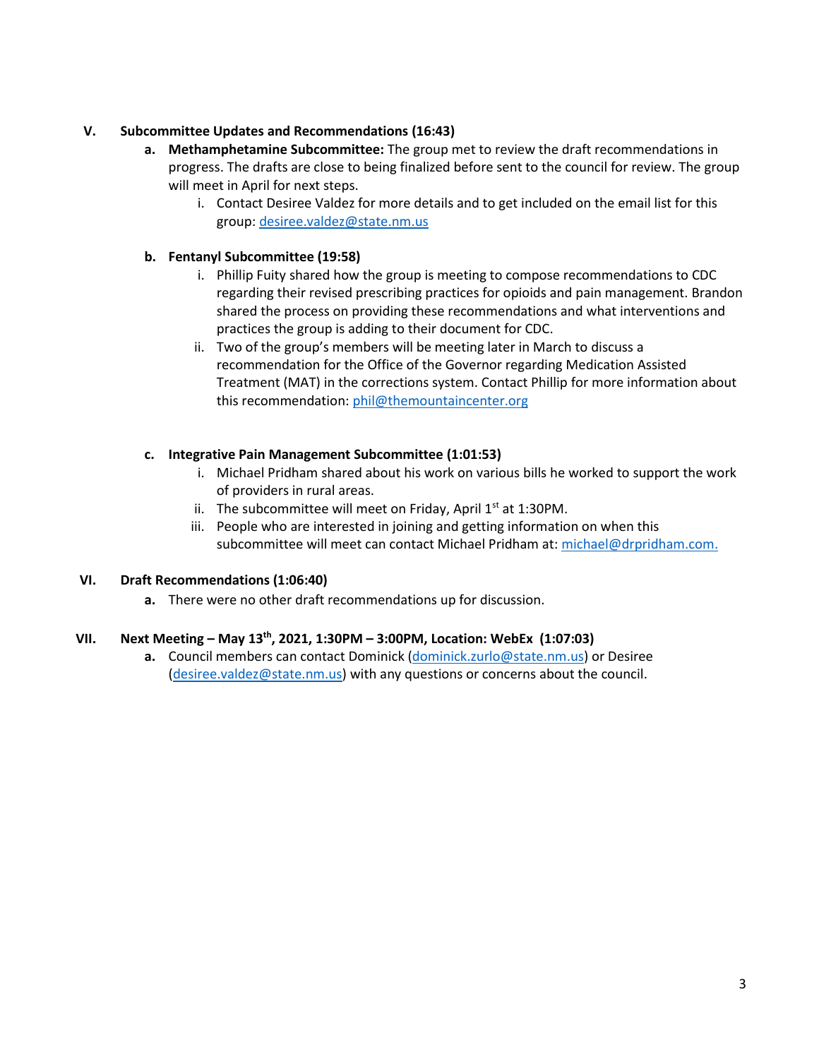## V. Subcommittee Updates and Recommendations (16:43)

a. **Methamphetamine Subcommittee:** The group met to review the draft recommendations in progress. The drafts are close to being finalized before sent to the council for review. The group will meet in April for next steps.

   i. Contact Desiree Valdez for more details and to get included on the email list for this group: desiree.valdez@state.nm.us

b. **Fentanyl Subcommittee (19:58)**

   i. Phillip Fuity shared how the group is meeting to compose recommendations to CDC regarding their revised prescribing practices for opioids and pain management. Brandon shared the process on providing these recommendations and what interventions and practices the group is adding to their document for CDC.

   ii. Two of the group's members will be meeting later in March to discuss a recommendation for the Office of the Governor regarding Medication Assisted Treatment (MAT) in the corrections system. Contact Phillip for more information about this recommendation: phil@themountaincenter.org

c. **Integrative Pain Management Subcommittee (1:01:53)**

   i. Michael Pridham shared about his work on various bills he worked to support the work of providers in rural areas.

   ii. The subcommittee will meet on Friday, April 1st at 1:30PM.

   iii. People who are interested in joining and getting information on when this subcommittee will meet can contact Michael Pridham at: michael@drpridham.com.

## VI. Draft Recommendations (1:06:40)

a. There were no other draft recommendations up for discussion.

## VII. Next Meeting – May 13th, 2021, 1:30PM – 3:00PM, Location: WebEx (1:07:03)

a. Council members can contact Dominick (dominick.zurlo@state.nm.us) or Desiree (desiree.valdez@state.nm.us) with any questions or concerns about the council.